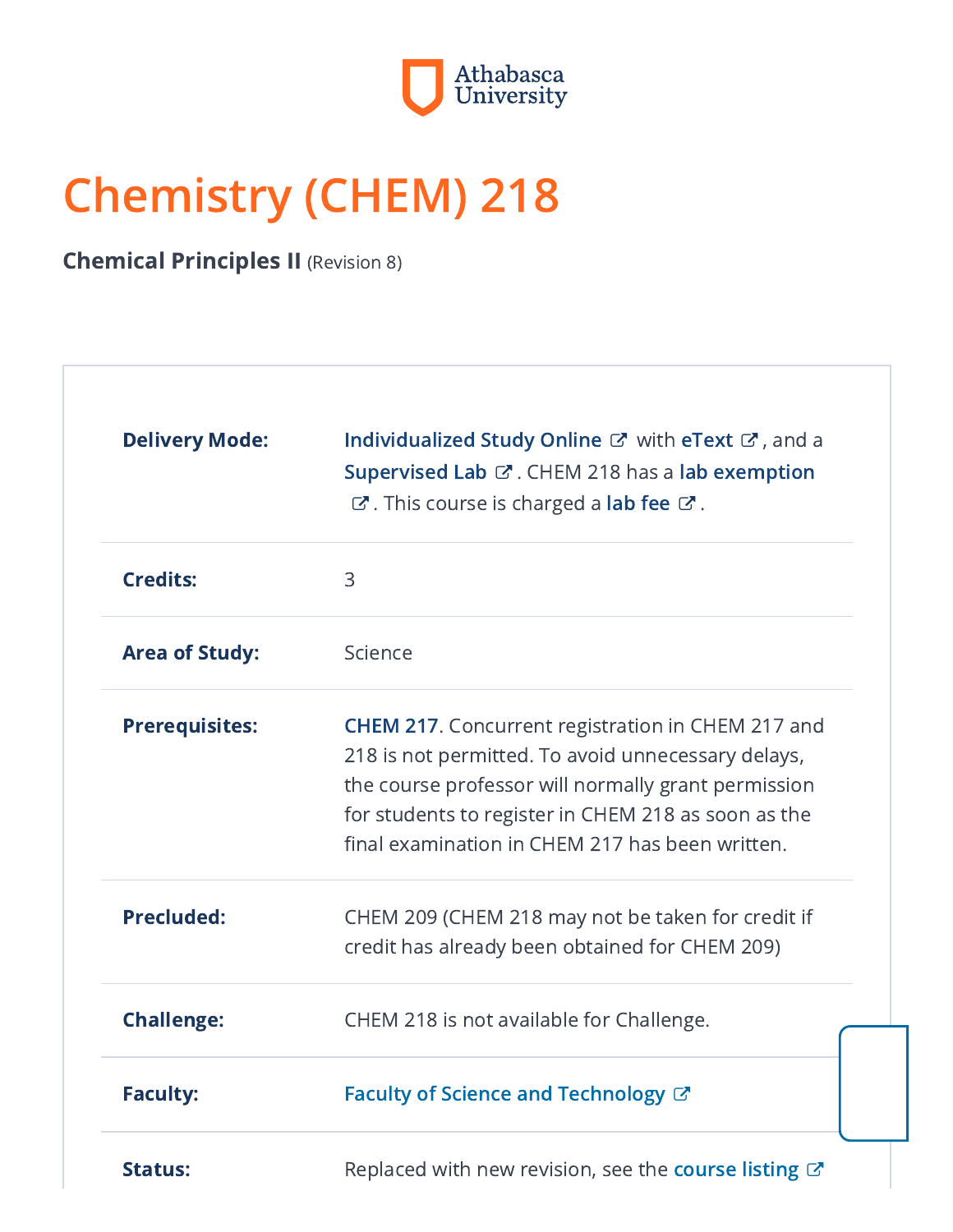Athabasca University

# Chemistry (CHEM) 218

**Chemical Principles II** (Revision 8)

| | |
|---|---|
| **Delivery Mode:** | Individualized Study Online with eText, and a Supervised Lab. CHEM 218 has a lab exemption. This course is charged a lab fee. |
| **Credits:** | 3 |
| **Area of Study:** | Science |
| **Prerequisites:** | CHEM 217. Concurrent registration in CHEM 217 and 218 is not permitted. To avoid unnecessary delays, the course professor will normally grant permission for students to register in CHEM 218 as soon as the final examination in CHEM 217 has been written. |
| **Precluded:** | CHEM 209 (CHEM 218 may not be taken for credit if credit has already been obtained for CHEM 209) |
| **Challenge:** | CHEM 218 is not available for Challenge. |
| **Faculty:** | Faculty of Science and Technology |
| **Status:** | Replaced with new revision, see the course listing |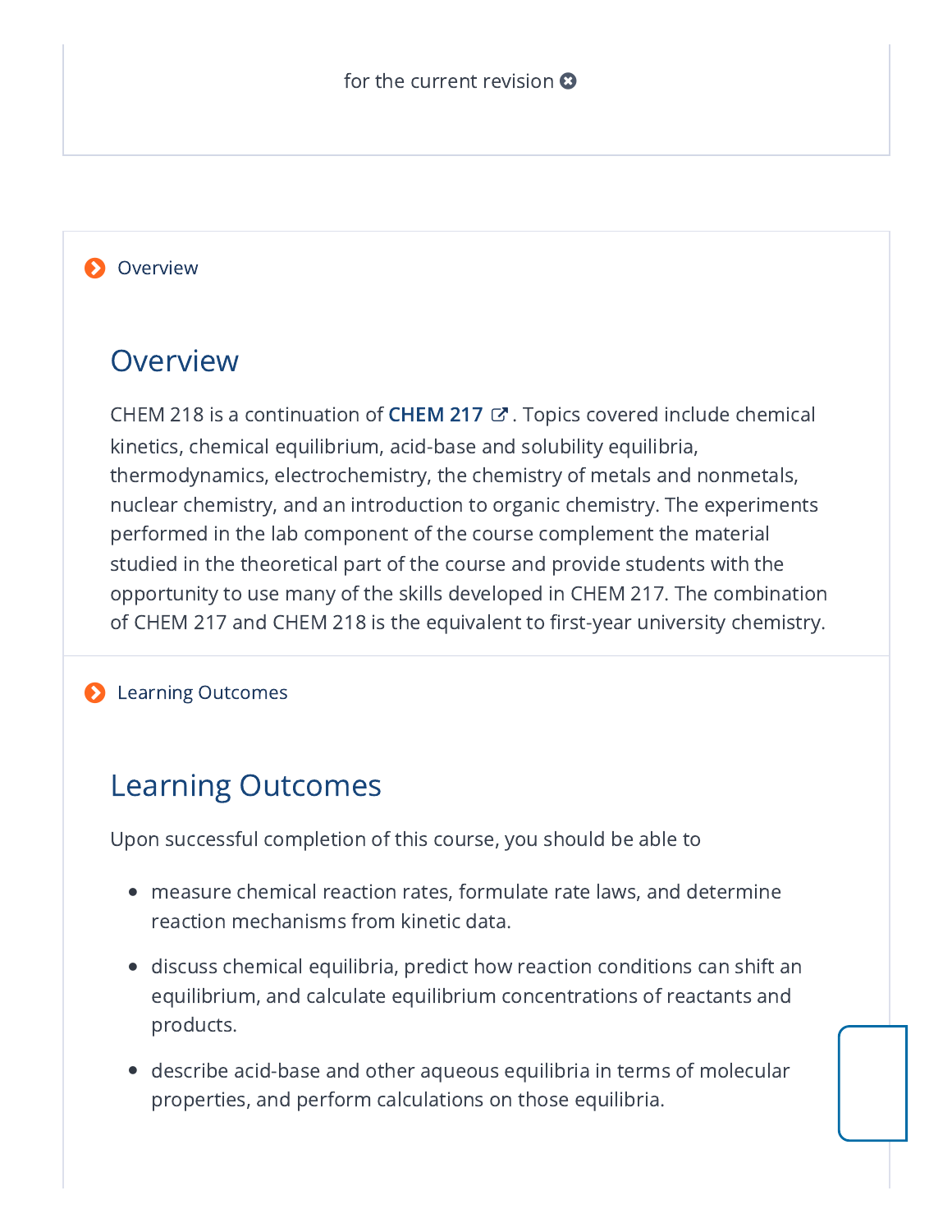for the current revision

Overview

## Overview

CHEM 218 is a continuation of **CHEM 217**. Topics covered include chemical kinetics, chemical equilibrium, acid-base and solubility equilibria, thermodynamics, electrochemistry, the chemistry of metals and nonmetals, nuclear chemistry, and an introduction to organic chemistry. The experiments performed in the lab component of the course complement the material studied in the theoretical part of the course and provide students with the opportunity to use many of the skills developed in CHEM 217. The combination of CHEM 217 and CHEM 218 is the equivalent to first-year university chemistry.

Learning Outcomes

## Learning Outcomes

Upon successful completion of this course, you should be able to

- measure chemical reaction rates, formulate rate laws, and determine reaction mechanisms from kinetic data.
- discuss chemical equilibria, predict how reaction conditions can shift an equilibrium, and calculate equilibrium concentrations of reactants and products.
- describe acid-base and other aqueous equilibria in terms of molecular properties, and perform calculations on those equilibria.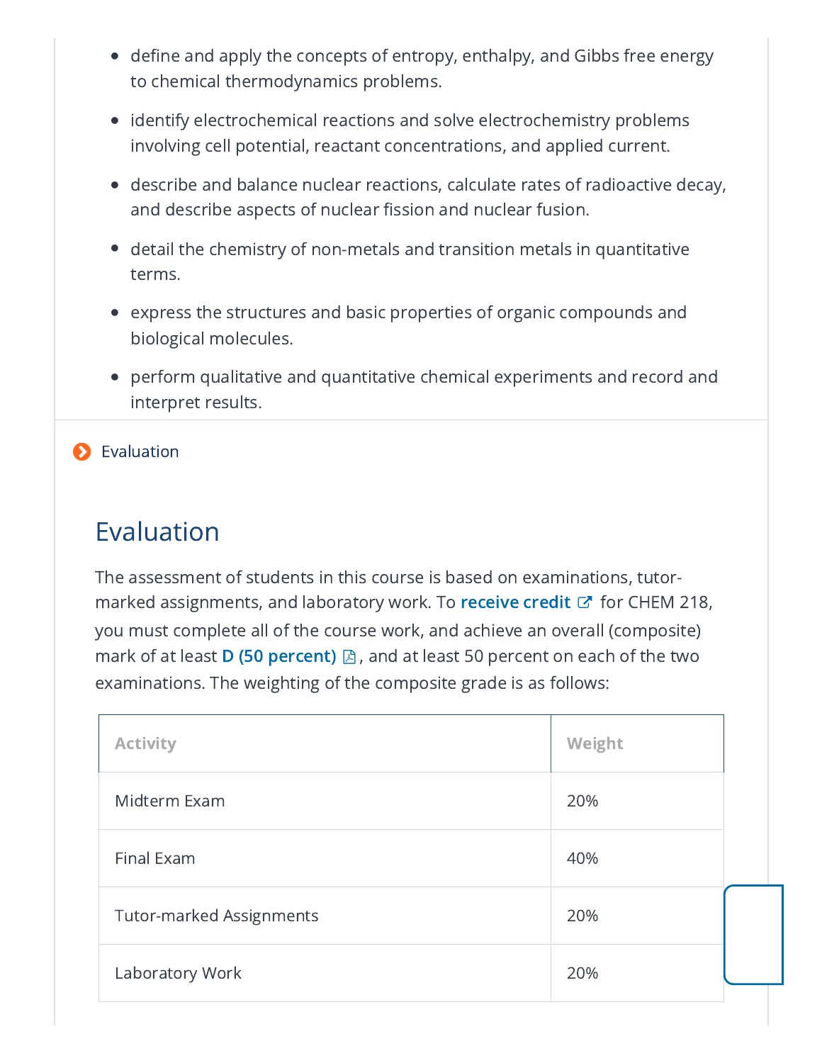- define and apply the concepts of entropy, enthalpy, and Gibbs free energy to chemical thermodynamics problems.
- identify electrochemical reactions and solve electrochemistry problems involving cell potential, reactant concentrations, and applied current.
- describe and balance nuclear reactions, calculate rates of radioactive decay, and describe aspects of nuclear fission and nuclear fusion.
- detail the chemistry of non-metals and transition metals in quantitative terms.
- express the structures and basic properties of organic compounds and biological molecules.
- perform qualitative and quantitative chemical experiments and record and interpret results.

Evaluation

## Evaluation

The assessment of students in this course is based on examinations, tutor-marked assignments, and laboratory work. To **receive credit** for CHEM 218, you must complete all of the course work, and achieve an overall (composite) mark of at least **D (50 percent)**, and at least 50 percent on each of the two examinations. The weighting of the composite grade is as follows:

| Activity | Weight |
|---|---|
| Midterm Exam | 20% |
| Final Exam | 40% |
| Tutor-marked Assignments | 20% |
| Laboratory Work | 20% |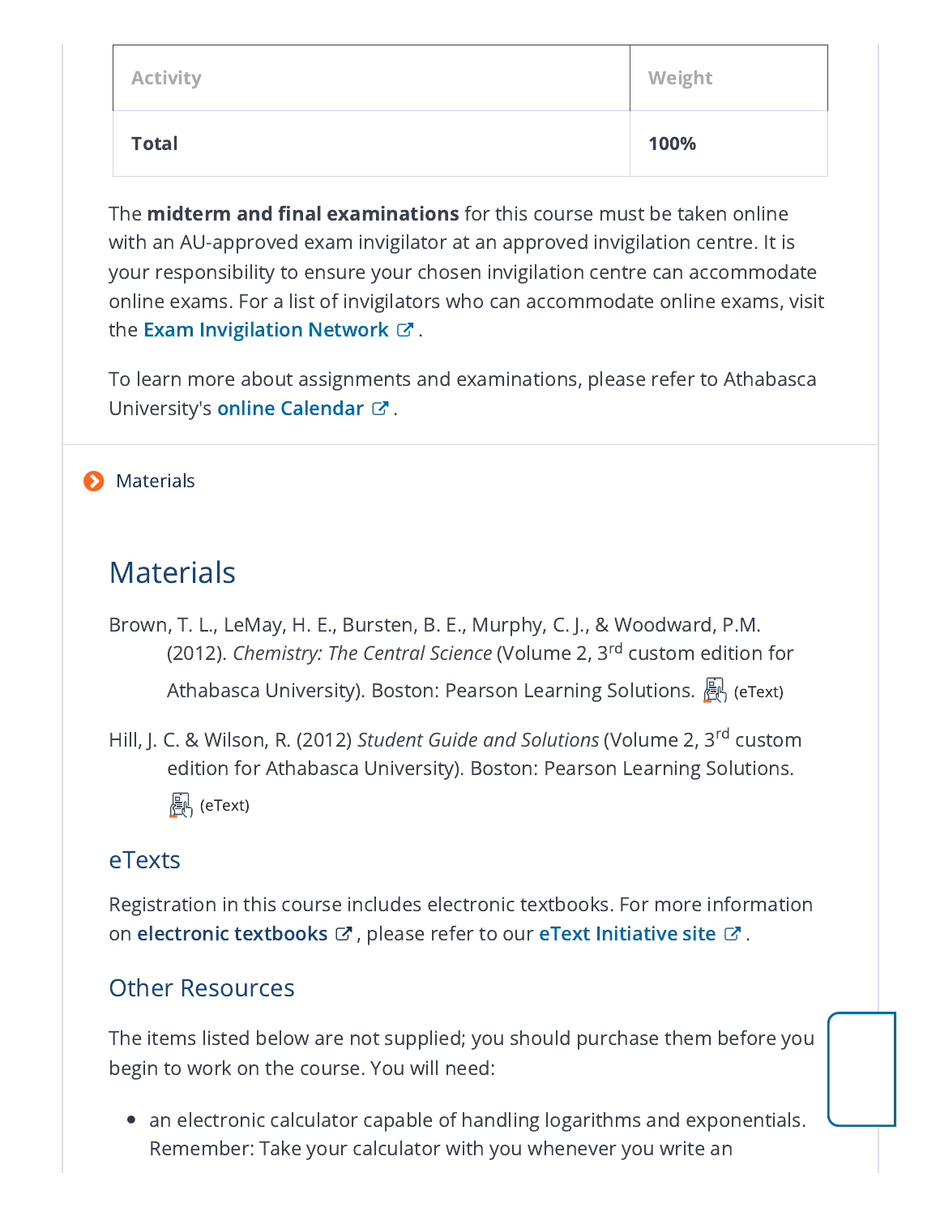| Activity | Weight |
| --- | --- |
| **Total** | **100%** |

The **midterm and final examinations** for this course must be taken online with an AU-approved exam invigilator at an approved invigilation centre. It is your responsibility to ensure your chosen invigilation centre can accommodate online exams. For a list of invigilators who can accommodate online exams, visit the Exam Invigilation Network.

To learn more about assignments and examinations, please refer to Athabasca University's online Calendar.

Materials

## Materials

Brown, T. L., LeMay, H. E., Bursten, B. E., Murphy, C. J., & Woodward, P.M. (2012). *Chemistry: The Central Science* (Volume 2, 3rd custom edition for Athabasca University). Boston: Pearson Learning Solutions. (eText)

Hill, J. C. & Wilson, R. (2012) *Student Guide and Solutions* (Volume 2, 3rd custom edition for Athabasca University). Boston: Pearson Learning Solutions. (eText)

### eTexts

Registration in this course includes electronic textbooks. For more information on electronic textbooks, please refer to our eText Initiative site.

### Other Resources

The items listed below are not supplied; you should purchase them before you begin to work on the course. You will need:

- an electronic calculator capable of handling logarithms and exponentials. Remember: Take your calculator with you whenever you write an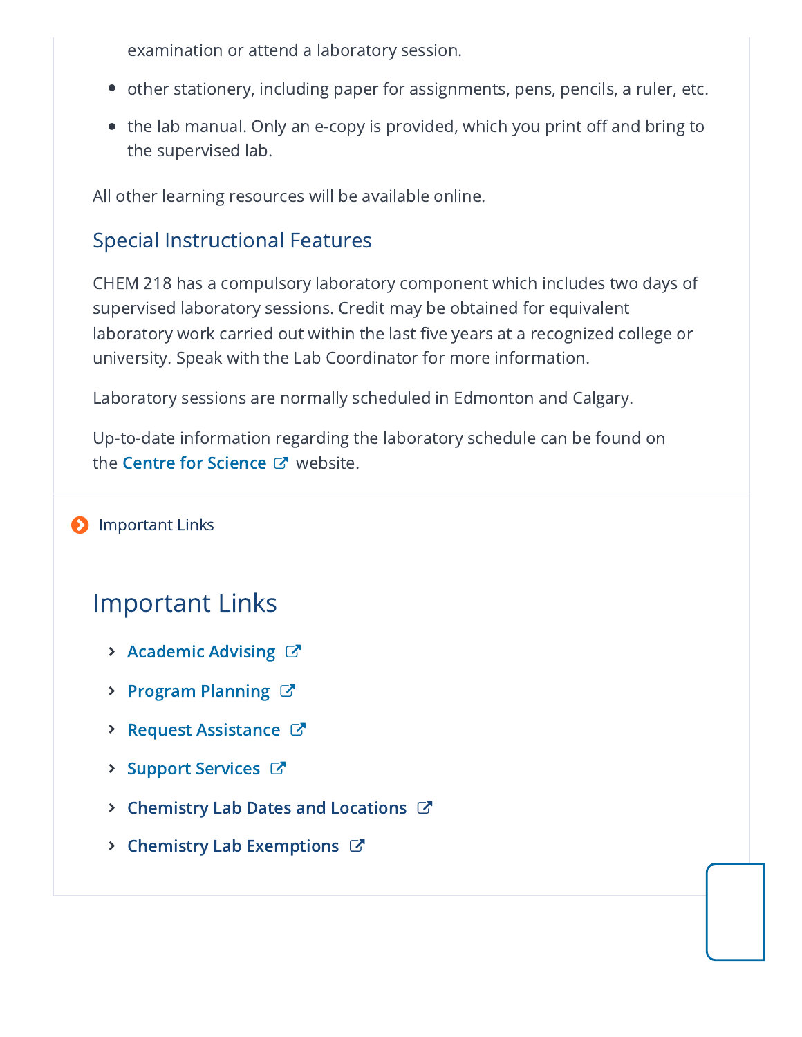examination or attend a laboratory session.

- other stationery, including paper for assignments, pens, pencils, a ruler, etc.
- the lab manual. Only an e-copy is provided, which you print off and bring to the supervised lab.

All other learning resources will be available online.

### Special Instructional Features

CHEM 218 has a compulsory laboratory component which includes two days of supervised laboratory sessions. Credit may be obtained for equivalent laboratory work carried out within the last five years at a recognized college or university. Speak with the Lab Coordinator for more information.

Laboratory sessions are normally scheduled in Edmonton and Calgary.

Up-to-date information regarding the laboratory schedule can be found on the **Centre for Science** website.

Important Links

## Important Links

- **Academic Advising**
- **Program Planning**
- **Request Assistance**
- **Support Services**
- **Chemistry Lab Dates and Locations**
- **Chemistry Lab Exemptions**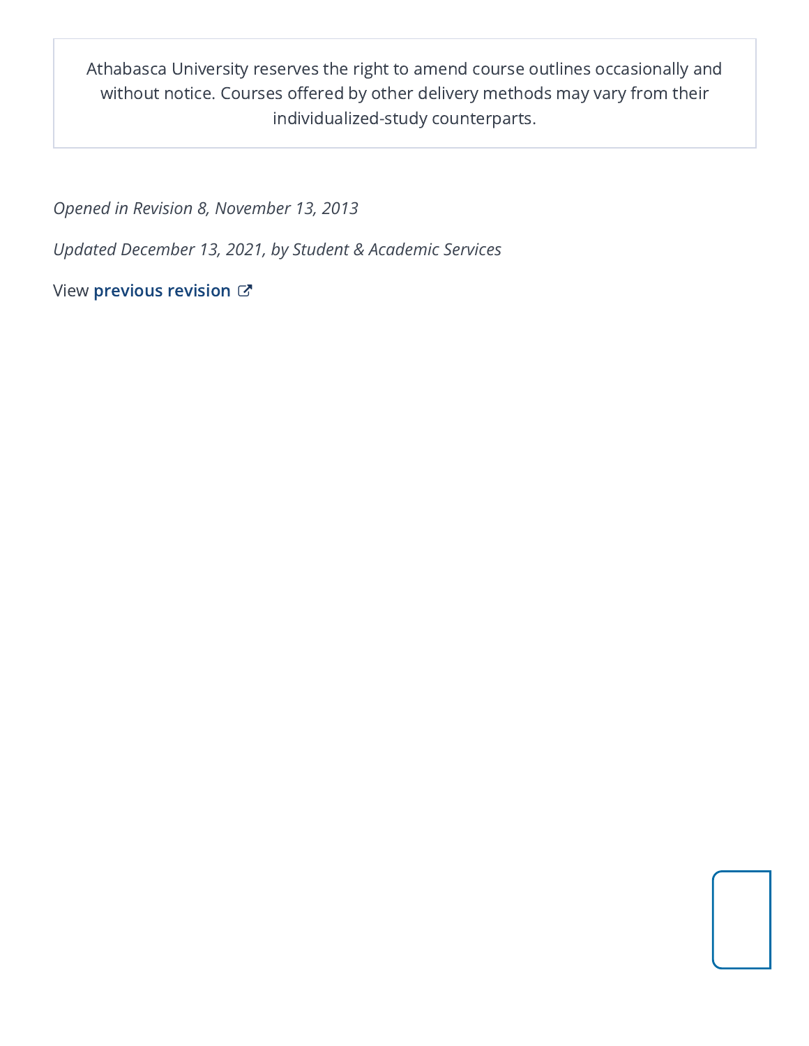Athabasca University reserves the right to amend course outlines occasionally and without notice. Courses offered by other delivery methods may vary from their individualized-study counterparts.

*Opened in Revision 8, November 13, 2013*

*Updated December 13, 2021, by Student & Academic Services*

View **previous revision**